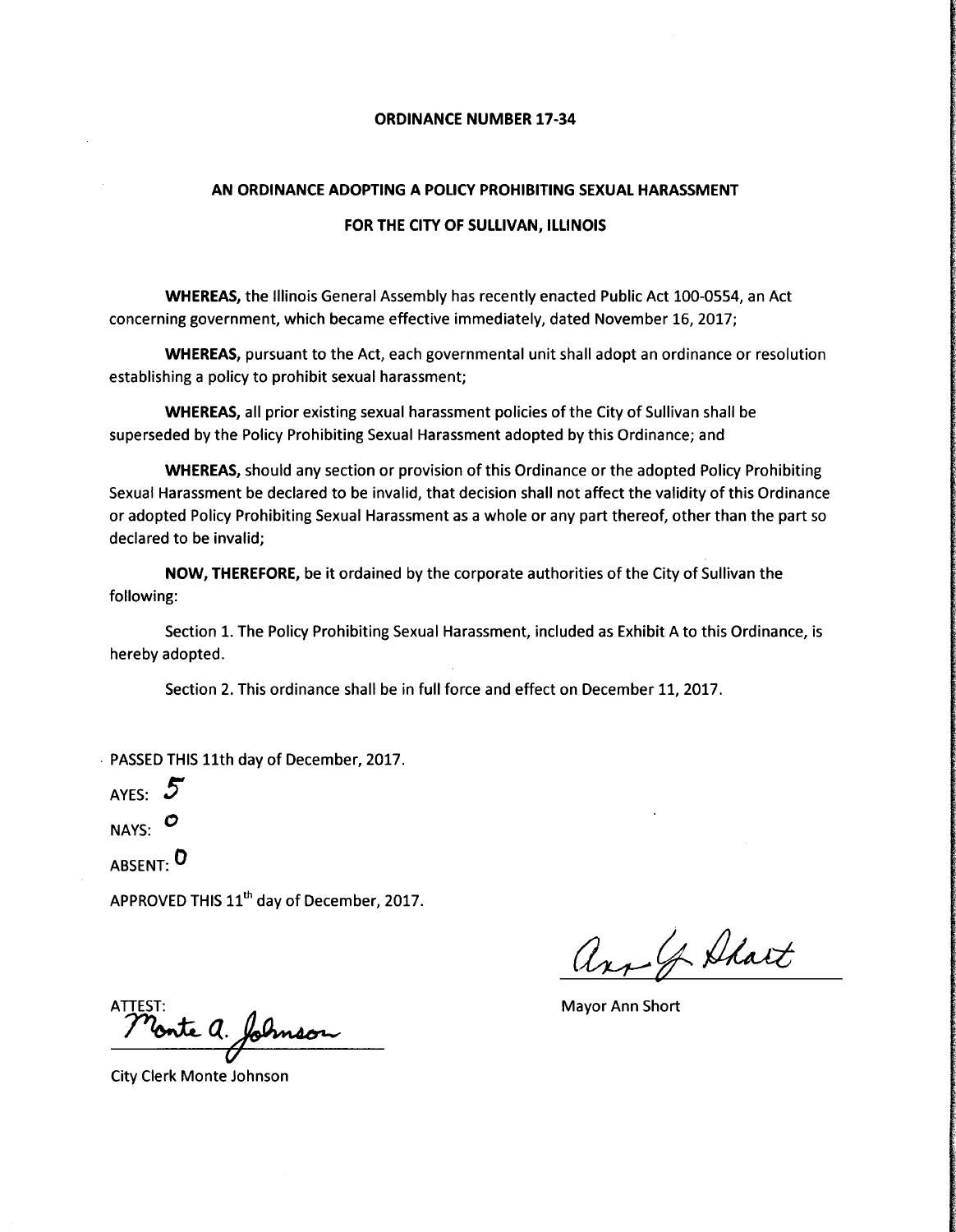**ORDINANCE NUMBER 17-34**

**AN ORDINANCE ADOPTING A POLICY PROHIBITING SEXUAL HARASSMENT**

**FOR THE CITY OF SULLIVAN, ILLINOIS**

**WHEREAS,** the Illinois General Assembly has recently enacted Public Act 100-0554, an Act concerning government, which became effective immediately, dated November 16, 2017;

**WHEREAS,** pursuant to the Act, each governmental unit shall adopt an ordinance or resolution establishing a policy to prohibit sexual harassment;

**WHEREAS,** all prior existing sexual harassment policies of the City of Sullivan shall be superseded by the Policy Prohibiting Sexual Harassment adopted by this Ordinance; and

**WHEREAS,** should any section or provision of this Ordinance or the adopted Policy Prohibiting Sexual Harassment be declared to be invalid, that decision shall not affect the validity of this Ordinance or adopted Policy Prohibiting Sexual Harassment as a whole or any part thereof, other than the part so declared to be invalid;

**NOW, THEREFORE,** be it ordained by the corporate authorities of the City of Sullivan the following:

Section 1. The Policy Prohibiting Sexual Harassment, included as Exhibit A to this Ordinance, is hereby adopted.

Section 2. This ordinance shall be in full force and effect on December 11, 2017.

PASSED THIS 11th day of December, 2017.

AYES: 5

NAYS: 0

ABSENT: 0

APPROVED THIS 11th day of December, 2017.

Ann G. Short

Mayor Ann Short

ATTEST: Monte A. Johnson

City Clerk Monte Johnson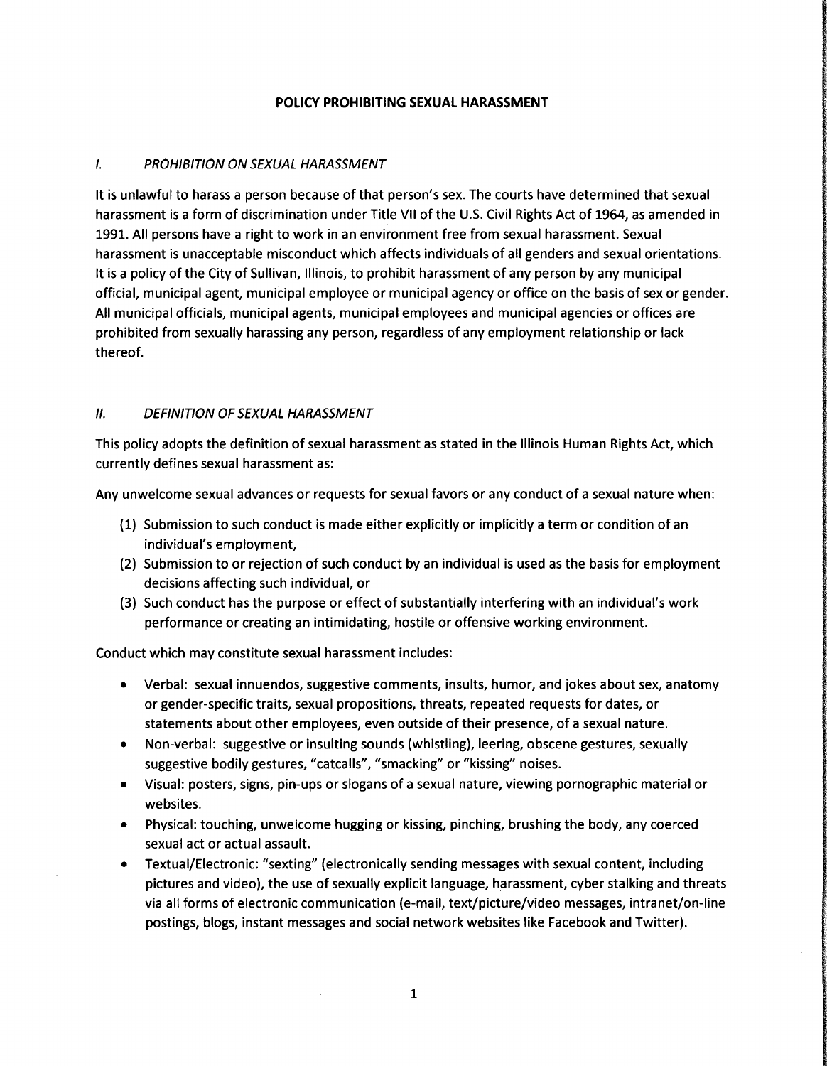# POLICY PROHIBITING SEXUAL HARASSMENT

## *I. PROHIBITION ON SEXUAL HARASSMENT*

It is unlawful to harass a person because of that person's sex. The courts have determined that sexual harassment is a form of discrimination under Title VII of the U.S. Civil Rights Act of 1964, as amended in 1991. All persons have a right to work in an environment free from sexual harassment. Sexual harassment is unacceptable misconduct which affects individuals of all genders and sexual orientations. It is a policy of the City of Sullivan, Illinois, to prohibit harassment of any person by any municipal official, municipal agent, municipal employee or municipal agency or office on the basis of sex or gender. All municipal officials, municipal agents, municipal employees and municipal agencies or offices are prohibited from sexually harassing any person, regardless of any employment relationship or lack thereof.

## *II. DEFINITION OF SEXUAL HARASSMENT*

This policy adopts the definition of sexual harassment as stated in the Illinois Human Rights Act, which currently defines sexual harassment as:

Any unwelcome sexual advances or requests for sexual favors or any conduct of a sexual nature when:

(1) Submission to such conduct is made either explicitly or implicitly a term or condition of an individual's employment,
(2) Submission to or rejection of such conduct by an individual is used as the basis for employment decisions affecting such individual, or
(3) Such conduct has the purpose or effect of substantially interfering with an individual's work performance or creating an intimidating, hostile or offensive working environment.

Conduct which may constitute sexual harassment includes:

- Verbal: sexual innuendos, suggestive comments, insults, humor, and jokes about sex, anatomy or gender-specific traits, sexual propositions, threats, repeated requests for dates, or statements about other employees, even outside of their presence, of a sexual nature.
- Non-verbal: suggestive or insulting sounds (whistling), leering, obscene gestures, sexually suggestive bodily gestures, "catcalls", "smacking" or "kissing" noises.
- Visual: posters, signs, pin-ups or slogans of a sexual nature, viewing pornographic material or websites.
- Physical: touching, unwelcome hugging or kissing, pinching, brushing the body, any coerced sexual act or actual assault.
- Textual/Electronic: "sexting" (electronically sending messages with sexual content, including pictures and video), the use of sexually explicit language, harassment, cyber stalking and threats via all forms of electronic communication (e-mail, text/picture/video messages, intranet/on-line postings, blogs, instant messages and social network websites like Facebook and Twitter).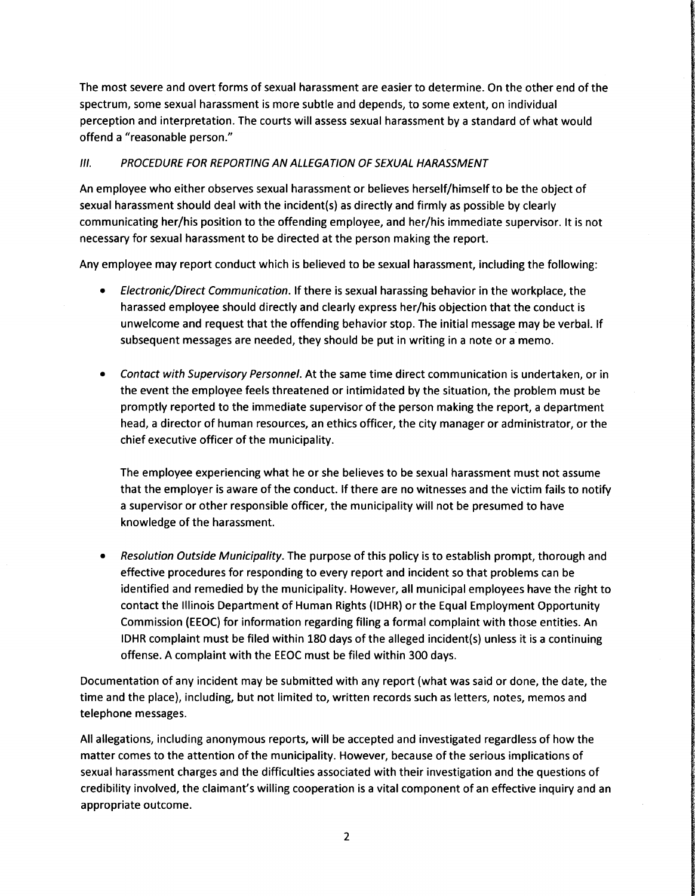The most severe and overt forms of sexual harassment are easier to determine. On the other end of the spectrum, some sexual harassment is more subtle and depends, to some extent, on individual perception and interpretation. The courts will assess sexual harassment by a standard of what would offend a "reasonable person."

### *III. PROCEDURE FOR REPORTING AN ALLEGATION OF SEXUAL HARASSMENT*

An employee who either observes sexual harassment or believes herself/himself to be the object of sexual harassment should deal with the incident(s) as directly and firmly as possible by clearly communicating her/his position to the offending employee, and her/his immediate supervisor. It is not necessary for sexual harassment to be directed at the person making the report.

Any employee may report conduct which is believed to be sexual harassment, including the following:

- *Electronic/Direct Communication.* If there is sexual harassing behavior in the workplace, the harassed employee should directly and clearly express her/his objection that the conduct is unwelcome and request that the offending behavior stop. The initial message may be verbal. If subsequent messages are needed, they should be put in writing in a note or a memo.

- *Contact with Supervisory Personnel.* At the same time direct communication is undertaken, or in the event the employee feels threatened or intimidated by the situation, the problem must be promptly reported to the immediate supervisor of the person making the report, a department head, a director of human resources, an ethics officer, the city manager or administrator, or the chief executive officer of the municipality.

  The employee experiencing what he or she believes to be sexual harassment must not assume that the employer is aware of the conduct. If there are no witnesses and the victim fails to notify a supervisor or other responsible officer, the municipality will not be presumed to have knowledge of the harassment.

- *Resolution Outside Municipality.* The purpose of this policy is to establish prompt, thorough and effective procedures for responding to every report and incident so that problems can be identified and remedied by the municipality. However, all municipal employees have the right to contact the Illinois Department of Human Rights (IDHR) or the Equal Employment Opportunity Commission (EEOC) for information regarding filing a formal complaint with those entities. An IDHR complaint must be filed within 180 days of the alleged incident(s) unless it is a continuing offense. A complaint with the EEOC must be filed within 300 days.

Documentation of any incident may be submitted with any report (what was said or done, the date, the time and the place), including, but not limited to, written records such as letters, notes, memos and telephone messages.

All allegations, including anonymous reports, will be accepted and investigated regardless of how the matter comes to the attention of the municipality. However, because of the serious implications of sexual harassment charges and the difficulties associated with their investigation and the questions of credibility involved, the claimant's willing cooperation is a vital component of an effective inquiry and an appropriate outcome.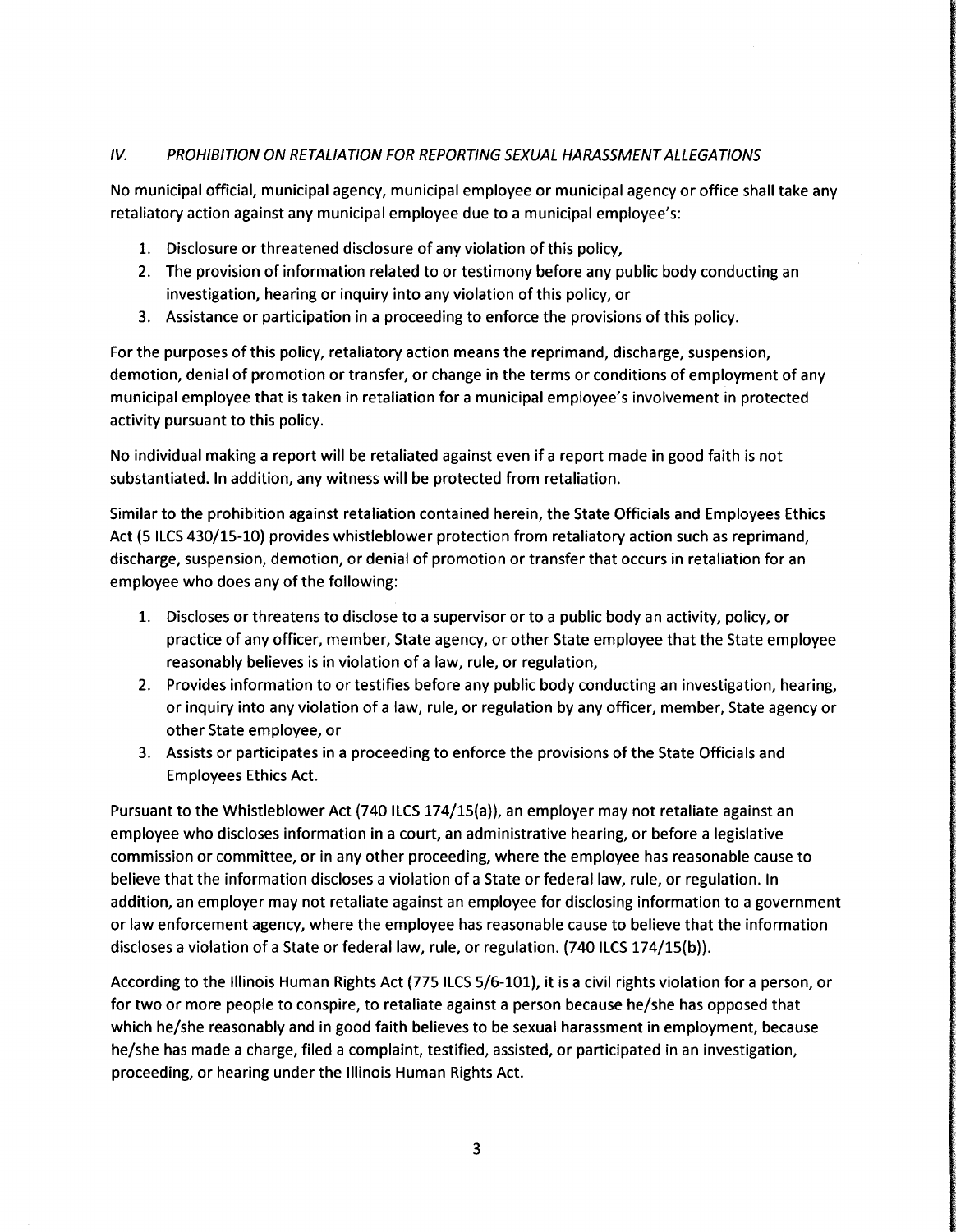## IV. *PROHIBITION ON RETALIATION FOR REPORTING SEXUAL HARASSMENT ALLEGATIONS*

No municipal official, municipal agency, municipal employee or municipal agency or office shall take any retaliatory action against any municipal employee due to a municipal employee's:

1. Disclosure or threatened disclosure of any violation of this policy,
2. The provision of information related to or testimony before any public body conducting an investigation, hearing or inquiry into any violation of this policy, or
3. Assistance or participation in a proceeding to enforce the provisions of this policy.

For the purposes of this policy, retaliatory action means the reprimand, discharge, suspension, demotion, denial of promotion or transfer, or change in the terms or conditions of employment of any municipal employee that is taken in retaliation for a municipal employee's involvement in protected activity pursuant to this policy.

No individual making a report will be retaliated against even if a report made in good faith is not substantiated. In addition, any witness will be protected from retaliation.

Similar to the prohibition against retaliation contained herein, the State Officials and Employees Ethics Act (5 ILCS 430/15-10) provides whistleblower protection from retaliatory action such as reprimand, discharge, suspension, demotion, or denial of promotion or transfer that occurs in retaliation for an employee who does any of the following:

1. Discloses or threatens to disclose to a supervisor or to a public body an activity, policy, or practice of any officer, member, State agency, or other State employee that the State employee reasonably believes is in violation of a law, rule, or regulation,
2. Provides information to or testifies before any public body conducting an investigation, hearing, or inquiry into any violation of a law, rule, or regulation by any officer, member, State agency or other State employee, or
3. Assists or participates in a proceeding to enforce the provisions of the State Officials and Employees Ethics Act.

Pursuant to the Whistleblower Act (740 ILCS 174/15(a)), an employer may not retaliate against an employee who discloses information in a court, an administrative hearing, or before a legislative commission or committee, or in any other proceeding, where the employee has reasonable cause to believe that the information discloses a violation of a State or federal law, rule, or regulation. In addition, an employer may not retaliate against an employee for disclosing information to a government or law enforcement agency, where the employee has reasonable cause to believe that the information discloses a violation of a State or federal law, rule, or regulation. (740 ILCS 174/15(b)).

According to the Illinois Human Rights Act (775 ILCS 5/6-101), it is a civil rights violation for a person, or for two or more people to conspire, to retaliate against a person because he/she has opposed that which he/she reasonably and in good faith believes to be sexual harassment in employment, because he/she has made a charge, filed a complaint, testified, assisted, or participated in an investigation, proceeding, or hearing under the Illinois Human Rights Act.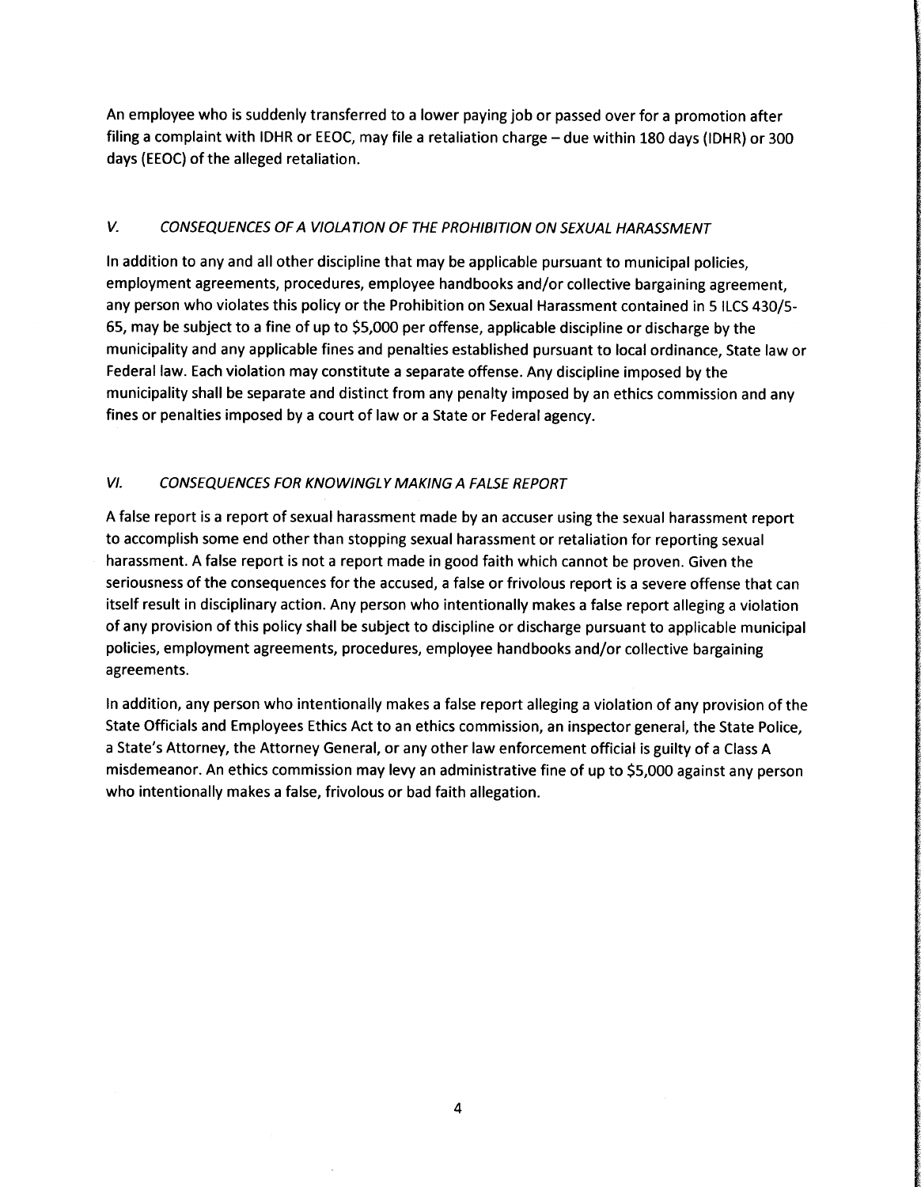An employee who is suddenly transferred to a lower paying job or passed over for a promotion after filing a complaint with IDHR or EEOC, may file a retaliation charge – due within 180 days (IDHR) or 300 days (EEOC) of the alleged retaliation.

## *V. CONSEQUENCES OF A VIOLATION OF THE PROHIBITION ON SEXUAL HARASSMENT*

In addition to any and all other discipline that may be applicable pursuant to municipal policies, employment agreements, procedures, employee handbooks and/or collective bargaining agreement, any person who violates this policy or the Prohibition on Sexual Harassment contained in 5 ILCS 430/5-65, may be subject to a fine of up to $5,000 per offense, applicable discipline or discharge by the municipality and any applicable fines and penalties established pursuant to local ordinance, State law or Federal law. Each violation may constitute a separate offense. Any discipline imposed by the municipality shall be separate and distinct from any penalty imposed by an ethics commission and any fines or penalties imposed by a court of law or a State or Federal agency.

## *VI. CONSEQUENCES FOR KNOWINGLY MAKING A FALSE REPORT*

A false report is a report of sexual harassment made by an accuser using the sexual harassment report to accomplish some end other than stopping sexual harassment or retaliation for reporting sexual harassment. A false report is not a report made in good faith which cannot be proven. Given the seriousness of the consequences for the accused, a false or frivolous report is a severe offense that can itself result in disciplinary action. Any person who intentionally makes a false report alleging a violation of any provision of this policy shall be subject to discipline or discharge pursuant to applicable municipal policies, employment agreements, procedures, employee handbooks and/or collective bargaining agreements.

In addition, any person who intentionally makes a false report alleging a violation of any provision of the State Officials and Employees Ethics Act to an ethics commission, an inspector general, the State Police, a State's Attorney, the Attorney General, or any other law enforcement official is guilty of a Class A misdemeanor. An ethics commission may levy an administrative fine of up to $5,000 against any person who intentionally makes a false, frivolous or bad faith allegation.